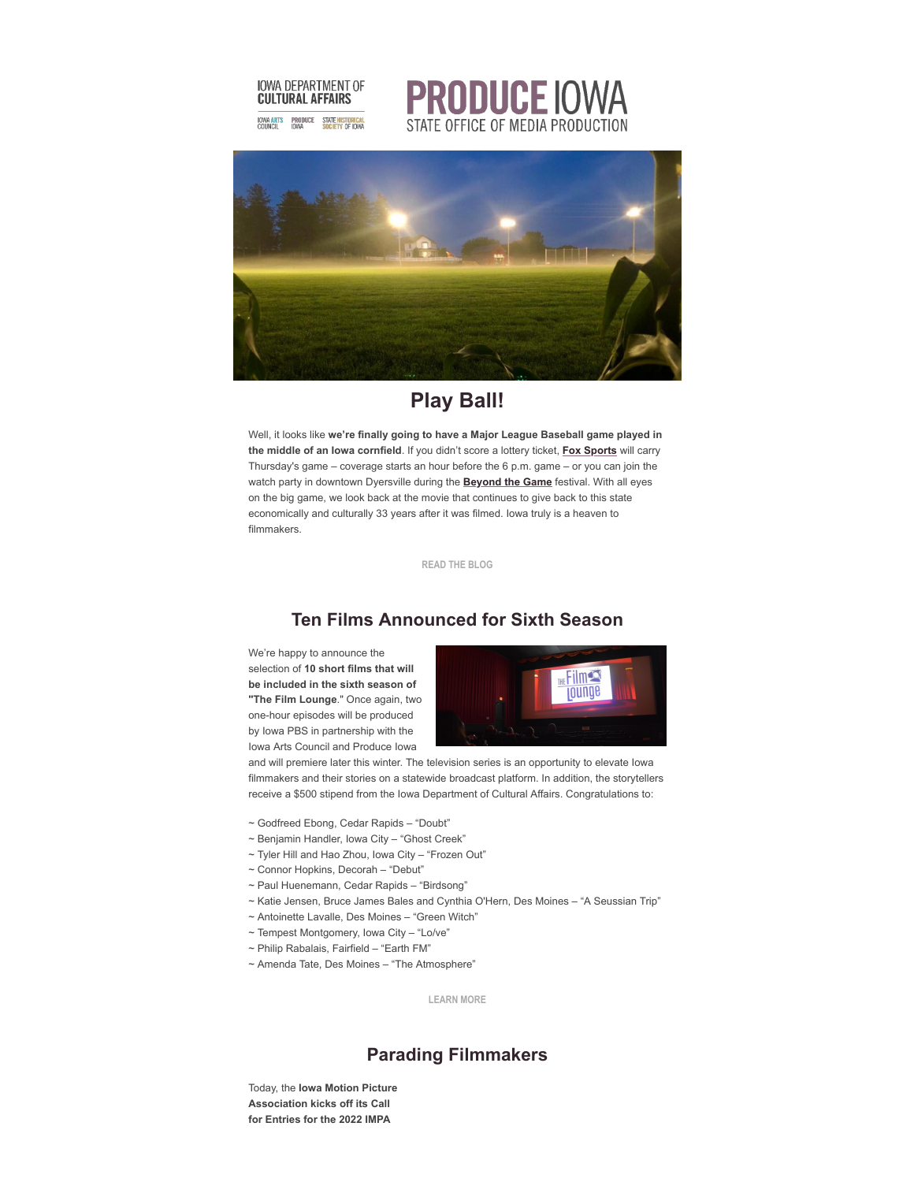IOWA DEPARTMENT OF CULTURAL AFFAIRS

PRODUCE IOWA
STATE OFFICE OF MEDIA PRODUCTION

# Play Ball!

Well, it looks like **we're finally going to have a Major League Baseball game played in the middle of an Iowa cornfield**. If you didn't score a lottery ticket, **Fox Sports** will carry Thursday's game – coverage starts an hour before the 6 p.m. game – or you can join the watch party in downtown Dyersville during the **Beyond the Game** festival. With all eyes on the big game, we look back at the movie that continues to give back to this state economically and culturally 33 years after it was filmed. Iowa truly is a heaven to filmmakers.

READ THE BLOG

## Ten Films Announced for Sixth Season

We're happy to announce the selection of **10 short films that will be included in the sixth season of "The Film Lounge**." Once again, two one-hour episodes will be produced by Iowa PBS in partnership with the Iowa Arts Council and Produce Iowa and will premiere later this winter. The television series is an opportunity to elevate Iowa filmmakers and their stories on a statewide broadcast platform. In addition, the storytellers receive a $500 stipend from the Iowa Department of Cultural Affairs. Congratulations to:

~ Godfreed Ebong, Cedar Rapids – "Doubt"
~ Benjamin Handler, Iowa City – "Ghost Creek"
~ Tyler Hill and Hao Zhou, Iowa City – "Frozen Out"
~ Connor Hopkins, Decorah – "Debut"
~ Paul Huenemann, Cedar Rapids – "Birdsong"
~ Katie Jensen, Bruce James Bales and Cynthia O'Hern, Des Moines – "A Seussian Trip"
~ Antoinette Lavalle, Des Moines – "Green Witch"
~ Tempest Montgomery, Iowa City – "Lo/ve"
~ Philip Rabalais, Fairfield – "Earth FM"
~ Amenda Tate, Des Moines – "The Atmosphere"

LEARN MORE

## Parading Filmmakers

Today, the **Iowa Motion Picture Association kicks off its Call for Entries for the 2022 IMPA**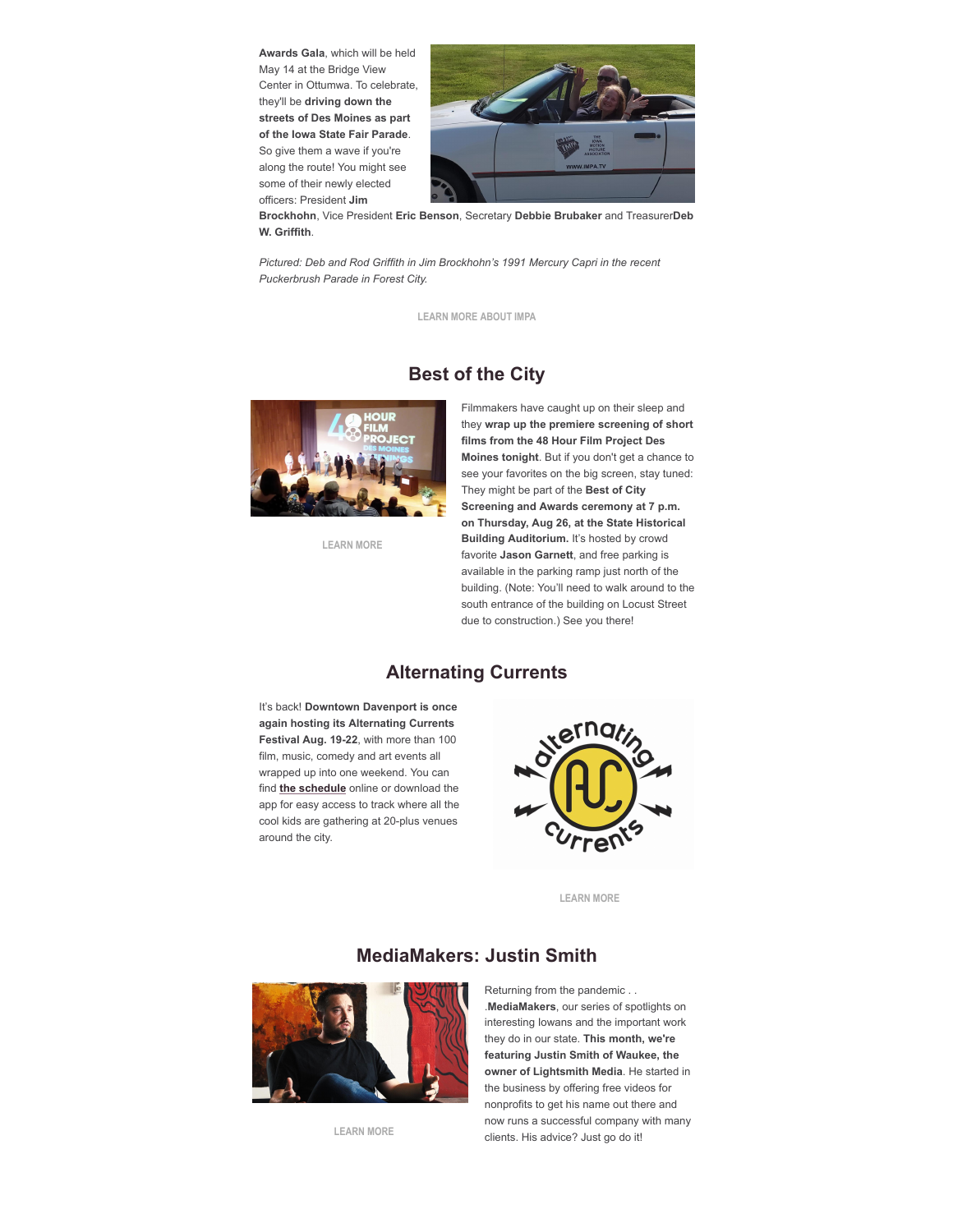**Awards Gala**, which will be held May 14 at the Bridge View Center in Ottumwa. To celebrate, they'll be **driving down the streets of Des Moines as part of the Iowa State Fair Parade**. So give them a wave if you're along the route! You might see some of their newly elected officers: President **Jim Brockhohn**, Vice President **Eric Benson**, Secretary **Debbie Brubaker** and Treasurer**Deb W. Griffith**.

*Pictured: Deb and Rod Griffith in Jim Brockhohn's 1991 Mercury Capri in the recent Puckerbrush Parade in Forest City.*

LEARN MORE ABOUT IMPA

## Best of the City

Filmmakers have caught up on their sleep and they **wrap up the premiere screening of short films from the 48 Hour Film Project Des Moines tonight**. But if you don't get a chance to see your favorites on the big screen, stay tuned: They might be part of the **Best of City Screening and Awards ceremony at 7 p.m. on Thursday, Aug 26, at the State Historical Building Auditorium.** It's hosted by crowd favorite **Jason Garnett**, and free parking is available in the parking ramp just north of the building. (Note: You'll need to walk around to the south entrance of the building on Locust Street due to construction.) See you there!

LEARN MORE

## Alternating Currents

It's back! **Downtown Davenport is once again hosting its Alternating Currents Festival Aug. 19-22**, with more than 100 film, music, comedy and art events all wrapped up into one weekend. You can find **the schedule** online or download the app for easy access to track where all the cool kids are gathering at 20-plus venues around the city.

LEARN MORE

## MediaMakers: Justin Smith

Returning from the pandemic . . .**MediaMakers**, our series of spotlights on interesting Iowans and the important work they do in our state. **This month, we're featuring Justin Smith of Waukee, the owner of Lightsmith Media**. He started in the business by offering free videos for nonprofits to get his name out there and now runs a successful company with many clients. His advice? Just go do it!

LEARN MORE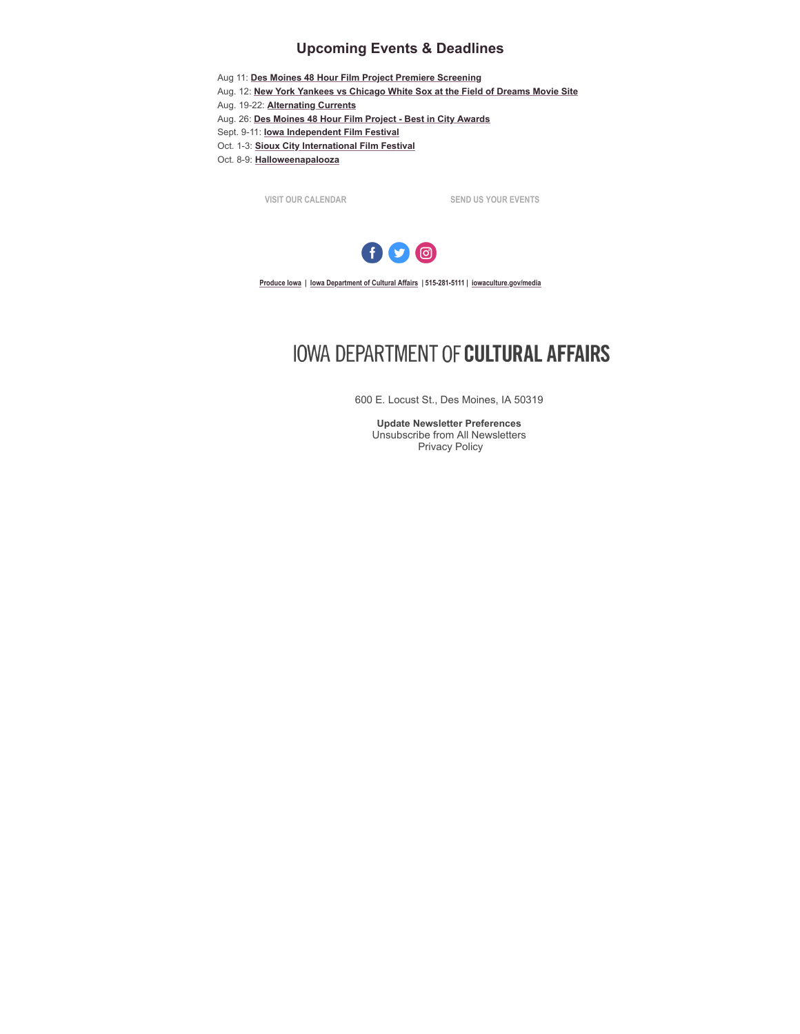## Upcoming Events & Deadlines

Aug 11: **Des Moines 48 Hour Film Project Premiere Screening**
Aug. 12: **New York Yankees vs Chicago White Sox at the Field of Dreams Movie Site**
Aug. 19-22: **Alternating Currents**
Aug. 26: **Des Moines 48 Hour Film Project - Best in City Awards**
Sept. 9-11: **Iowa Independent Film Festival**
Oct. 1-3: **Sioux City International Film Festival**
Oct. 8-9: **Halloweenapalooza**

VISIT OUR CALENDAR

SEND US YOUR EVENTS

Produce Iowa | Iowa Department of Cultural Affairs | 515-281-5111 | iowaculture.gov/media

IOWA DEPARTMENT OF **CULTURAL AFFAIRS**

600 E. Locust St., Des Moines, IA 50319

**Update Newsletter Preferences**
Unsubscribe from All Newsletters
Privacy Policy